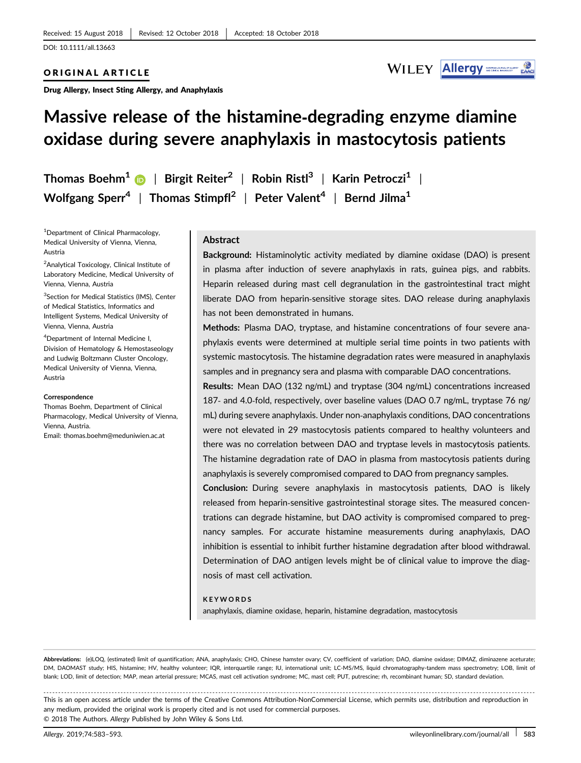Received: 15 August 2018 | Revised: 12 October 2018 | Accepted: 18 October 2018

DOI: 10.1111/all.13663

ORIGINAL ARTICLE

Drug Allergy, Insect Sting Allergy, and Anaphylaxis

# Massive release of the histamine-degrading enzyme diamine oxidase during severe anaphylaxis in mastocytosis patients

Thomas Boehm[1] | Birgit Reiter[2] | Robin Ristl[3] | Karin Petroczi[1] | Wolfgang Sperr[4] | Thomas Stimpfl[2] | Peter Valent[4] | Bernd Jilma[1]

[1]Department of Clinical Pharmacology, Medical University of Vienna, Vienna, Austria

[2]Analytical Toxicology, Clinical Institute of Laboratory Medicine, Medical University of Vienna, Vienna, Austria

[3]Section for Medical Statistics (IMS), Center of Medical Statistics, Informatics and Intelligent Systems, Medical University of Vienna, Vienna, Austria

[4]Department of Internal Medicine I, Division of Hematology & Hemostaseology and Ludwig Boltzmann Cluster Oncology, Medical University of Vienna, Vienna, Austria

**Correspondence**
Thomas Boehm, Department of Clinical Pharmacology, Medical University of Vienna, Vienna, Austria.
Email: thomas.boehm@meduniwien.ac.at

## Abstract

**Background:** Histaminolytic activity mediated by diamine oxidase (DAO) is present in plasma after induction of severe anaphylaxis in rats, guinea pigs, and rabbits. Heparin released during mast cell degranulation in the gastrointestinal tract might liberate DAO from heparin-sensitive storage sites. DAO release during anaphylaxis has not been demonstrated in humans.

**Methods:** Plasma DAO, tryptase, and histamine concentrations of four severe anaphylaxis events were determined at multiple serial time points in two patients with systemic mastocytosis. The histamine degradation rates were measured in anaphylaxis samples and in pregnancy sera and plasma with comparable DAO concentrations.

**Results:** Mean DAO (132 ng/mL) and tryptase (304 ng/mL) concentrations increased 187- and 4.0-fold, respectively, over baseline values (DAO 0.7 ng/mL, tryptase 76 ng/mL) during severe anaphylaxis. Under non-anaphylaxis conditions, DAO concentrations were not elevated in 29 mastocytosis patients compared to healthy volunteers and there was no correlation between DAO and tryptase levels in mastocytosis patients. The histamine degradation rate of DAO in plasma from mastocytosis patients during anaphylaxis is severely compromised compared to DAO from pregnancy samples.

**Conclusion:** During severe anaphylaxis in mastocytosis patients, DAO is likely released from heparin-sensitive gastrointestinal storage sites. The measured concentrations can degrade histamine, but DAO activity is compromised compared to pregnancy samples. For accurate histamine measurements during anaphylaxis, DAO inhibition is essential to inhibit further histamine degradation after blood withdrawal. Determination of DAO antigen levels might be of clinical value to improve the diagnosis of mast cell activation.

**KEYWORDS**
anaphylaxis, diamine oxidase, heparin, histamine degradation, mastocytosis

**Abbreviations:** (e)LOQ, (estimated) limit of quantification; ANA, anaphylaxis; CHO, Chinese hamster ovary; CV, coefficient of variation; DAO, diamine oxidase; DIMAZ, diminazene aceturate; DM, DAOMAST study; HIS, histamine; HV, healthy volunteer; IQR, interquartile range; IU, international unit; LC-MS/MS, liquid chromatography-tandem mass spectrometry; LOB, limit of blank; LOD, limit of detection; MAP, mean arterial pressure; MCAS, mast cell activation syndrome; MC, mast cell; PUT, putrescine; rh, recombinant human; SD, standard deviation.

This is an open access article under the terms of the Creative Commons Attribution-NonCommercial License, which permits use, distribution and reproduction in any medium, provided the original work is properly cited and is not used for commercial purposes.
© 2018 The Authors. *Allergy* Published by John Wiley & Sons Ltd.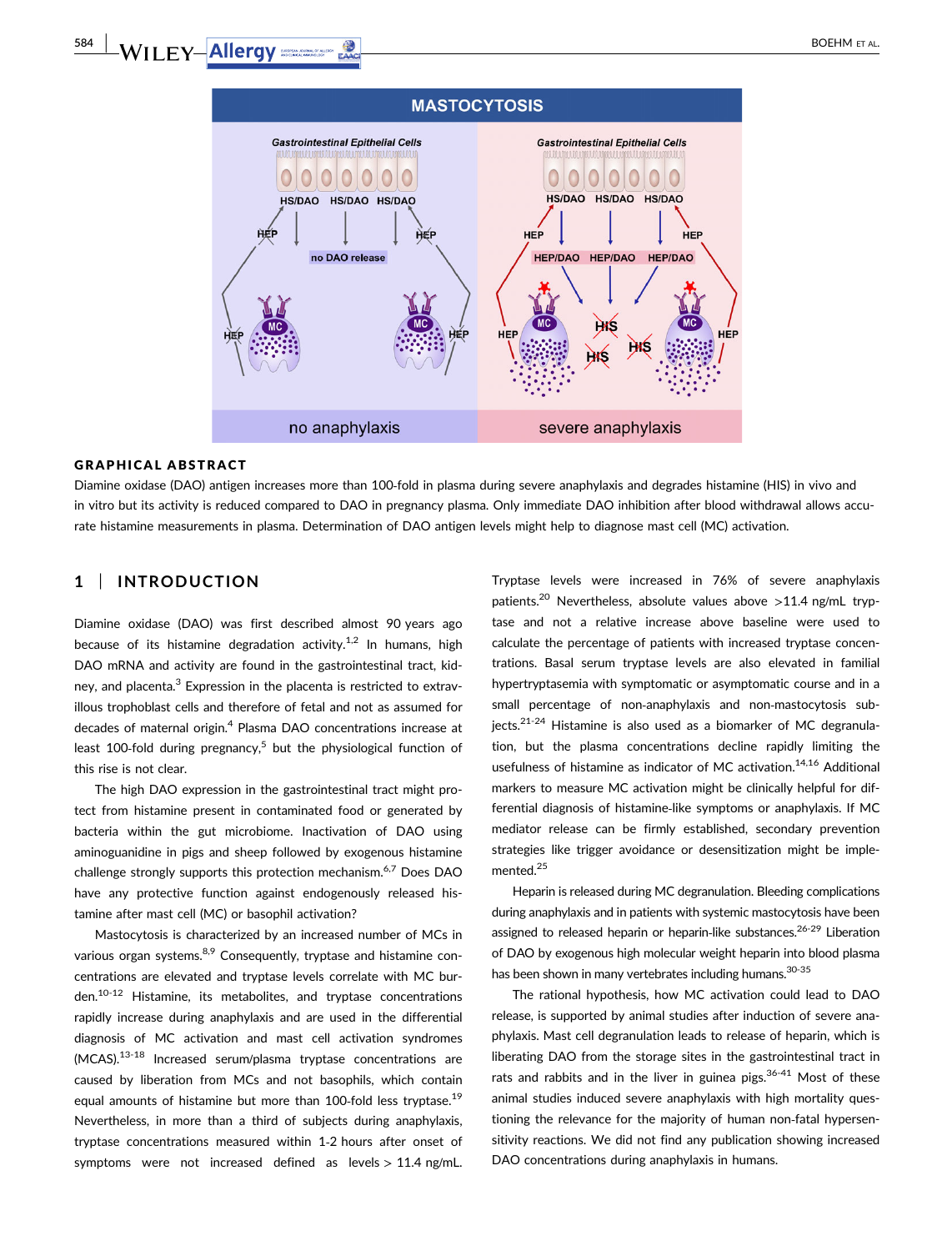## GRAPHICAL ABSTRACT

Diamine oxidase (DAO) antigen increases more than 100-fold in plasma during severe anaphylaxis and degrades histamine (HIS) in vivo and in vitro but its activity is reduced compared to DAO in pregnancy plasma. Only immediate DAO inhibition after blood withdrawal allows accurate histamine measurements in plasma. Determination of DAO antigen levels might help to diagnose mast cell (MC) activation.

## 1 | INTRODUCTION

Diamine oxidase (DAO) was first described almost 90 years ago because of its histamine degradation activity.[1,2] In humans, high DAO mRNA and activity are found in the gastrointestinal tract, kidney, and placenta.[3] Expression in the placenta is restricted to extravillous trophoblast cells and therefore of fetal and not as assumed for decades of maternal origin.[4] Plasma DAO concentrations increase at least 100-fold during pregnancy,[5] but the physiological function of this rise is not clear.

The high DAO expression in the gastrointestinal tract might protect from histamine present in contaminated food or generated by bacteria within the gut microbiome. Inactivation of DAO using aminoguanidine in pigs and sheep followed by exogenous histamine challenge strongly supports this protection mechanism.[6,7] Does DAO have any protective function against endogenously released histamine after mast cell (MC) or basophil activation?

Mastocytosis is characterized by an increased number of MCs in various organ systems.[8,9] Consequently, tryptase and histamine concentrations are elevated and tryptase levels correlate with MC burden.[10-12] Histamine, its metabolites, and tryptase concentrations rapidly increase during anaphylaxis and are used in the differential diagnosis of MC activation and mast cell activation syndromes (MCAS).[13-18] Increased serum/plasma tryptase concentrations are caused by liberation from MCs and not basophils, which contain equal amounts of histamine but more than 100-fold less tryptase.[19] Nevertheless, in more than a third of subjects during anaphylaxis, tryptase concentrations measured within 1-2 hours after onset of symptoms were not increased defined as levels > 11.4 ng/mL. Tryptase levels were increased in 76% of severe anaphylaxis patients.[20] Nevertheless, absolute values above >11.4 ng/mL tryptase and not a relative increase above baseline were used to calculate the percentage of patients with increased tryptase concentrations. Basal serum tryptase levels are also elevated in familial hypertryptasemia with symptomatic or asymptomatic course and in a small percentage of non-anaphylaxis and non-mastocytosis subjects.[21-24] Histamine is also used as a biomarker of MC degranulation, but the plasma concentrations decline rapidly limiting the usefulness of histamine as indicator of MC activation.[14,16] Additional markers to measure MC activation might be clinically helpful for differential diagnosis of histamine-like symptoms or anaphylaxis. If MC mediator release can be firmly established, secondary prevention strategies like trigger avoidance or desensitization might be implemented.[25]

Heparin is released during MC degranulation. Bleeding complications during anaphylaxis and in patients with systemic mastocytosis have been assigned to released heparin or heparin-like substances.[26-29] Liberation of DAO by exogenous high molecular weight heparin into blood plasma has been shown in many vertebrates including humans.[30-35]

The rational hypothesis, how MC activation could lead to DAO release, is supported by animal studies after induction of severe anaphylaxis. Mast cell degranulation leads to release of heparin, which is liberating DAO from the storage sites in the gastrointestinal tract in rats and rabbits and in the liver in guinea pigs.[36-41] Most of these animal studies induced severe anaphylaxis with high mortality questioning the relevance for the majority of human non-fatal hypersensitivity reactions. We did not find any publication showing increased DAO concentrations during anaphylaxis in humans.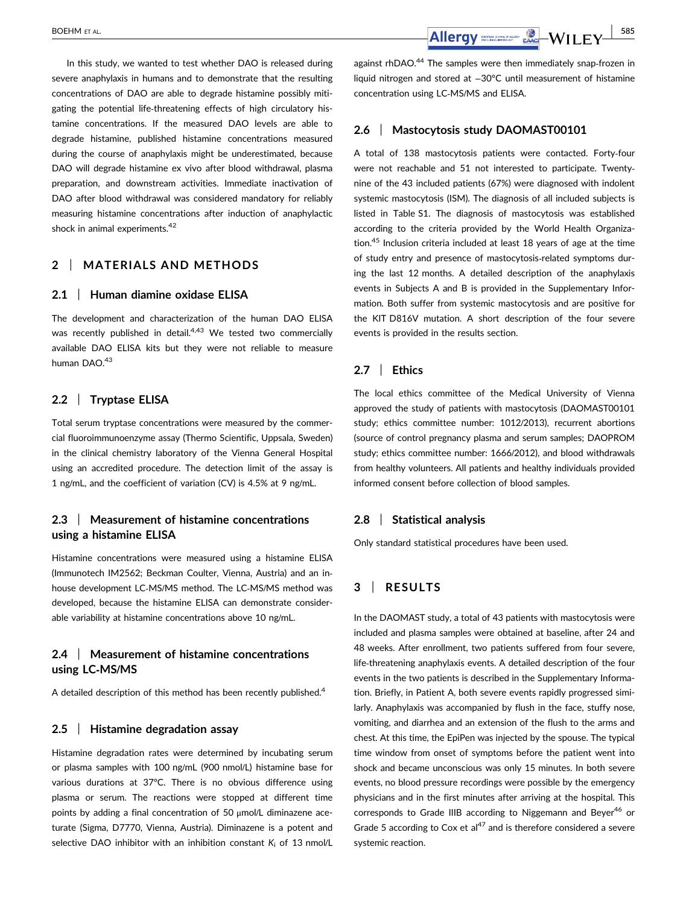In this study, we wanted to test whether DAO is released during severe anaphylaxis in humans and to demonstrate that the resulting concentrations of DAO are able to degrade histamine possibly mitigating the potential life-threatening effects of high circulatory histamine concentrations. If the measured DAO levels are able to degrade histamine, published histamine concentrations measured during the course of anaphylaxis might be underestimated, because DAO will degrade histamine ex vivo after blood withdrawal, plasma preparation, and downstream activities. Immediate inactivation of DAO after blood withdrawal was considered mandatory for reliably measuring histamine concentrations after induction of anaphylactic shock in animal experiments.[42]

## 2 | MATERIALS AND METHODS

### 2.1 | Human diamine oxidase ELISA

The development and characterization of the human DAO ELISA was recently published in detail.[4,43] We tested two commercially available DAO ELISA kits but they were not reliable to measure human DAO.[43]

### 2.2 | Tryptase ELISA

Total serum tryptase concentrations were measured by the commercial fluoroimmunoenzyme assay (Thermo Scientific, Uppsala, Sweden) in the clinical chemistry laboratory of the Vienna General Hospital using an accredited procedure. The detection limit of the assay is 1 ng/mL, and the coefficient of variation (CV) is 4.5% at 9 ng/mL.

### 2.3 | Measurement of histamine concentrations using a histamine ELISA

Histamine concentrations were measured using a histamine ELISA (Immunotech IM2562; Beckman Coulter, Vienna, Austria) and an in-house development LC-MS/MS method. The LC-MS/MS method was developed, because the histamine ELISA can demonstrate considerable variability at histamine concentrations above 10 ng/mL.

### 2.4 | Measurement of histamine concentrations using LC-MS/MS

A detailed description of this method has been recently published.[4]

### 2.5 | Histamine degradation assay

Histamine degradation rates were determined by incubating serum or plasma samples with 100 ng/mL (900 nmol/L) histamine base for various durations at 37°C. There is no obvious difference using plasma or serum. The reactions were stopped at different time points by adding a final concentration of 50 μmol/L diminazene aceturate (Sigma, D7770, Vienna, Austria). Diminazene is a potent and selective DAO inhibitor with an inhibition constant $K_i$ of 13 nmol/L against rhDAO.[44] The samples were then immediately snap-frozen in liquid nitrogen and stored at −30°C until measurement of histamine concentration using LC-MS/MS and ELISA.

### 2.6 | Mastocytosis study DAOMAST00101

A total of 138 mastocytosis patients were contacted. Forty-four were not reachable and 51 not interested to participate. Twenty-nine of the 43 included patients (67%) were diagnosed with indolent systemic mastocytosis (ISM). The diagnosis of all included subjects is listed in Table S1. The diagnosis of mastocytosis was established according to the criteria provided by the World Health Organization.[45] Inclusion criteria included at least 18 years of age at the time of study entry and presence of mastocytosis-related symptoms during the last 12 months. A detailed description of the anaphylaxis events in Subjects A and B is provided in the Supplementary Information. Both suffer from systemic mastocytosis and are positive for the KIT D816V mutation. A short description of the four severe events is provided in the results section.

### 2.7 | Ethics

The local ethics committee of the Medical University of Vienna approved the study of patients with mastocytosis (DAOMAST00101 study; ethics committee number: 1012/2013), recurrent abortions (source of control pregnancy plasma and serum samples; DAOPROM study; ethics committee number: 1666/2012), and blood withdrawals from healthy volunteers. All patients and healthy individuals provided informed consent before collection of blood samples.

### 2.8 | Statistical analysis

Only standard statistical procedures have been used.

## 3 | RESULTS

In the DAOMAST study, a total of 43 patients with mastocytosis were included and plasma samples were obtained at baseline, after 24 and 48 weeks. After enrollment, two patients suffered from four severe, life-threatening anaphylaxis events. A detailed description of the four events in the two patients is described in the Supplementary Information. Briefly, in Patient A, both severe events rapidly progressed similarly. Anaphylaxis was accompanied by flush in the face, stuffy nose, vomiting, and diarrhea and an extension of the flush to the arms and chest. At this time, the EpiPen was injected by the spouse. The typical time window from onset of symptoms before the patient went into shock and became unconscious was only 15 minutes. In both severe events, no blood pressure recordings were possible by the emergency physicians and in the first minutes after arriving at the hospital. This corresponds to Grade IIIB according to Niggemann and Beyer[46] or Grade 5 according to Cox et al[47] and is therefore considered a severe systemic reaction.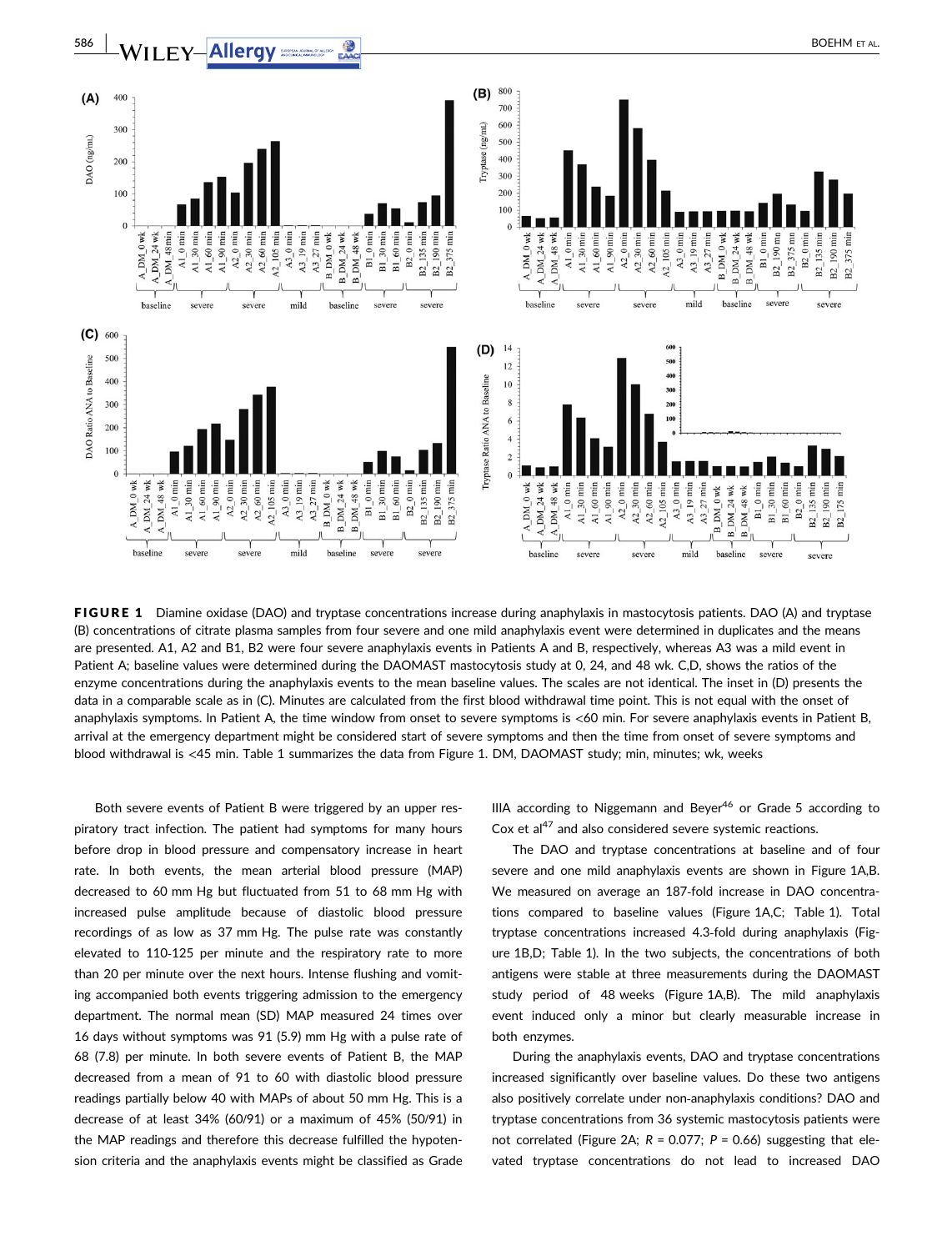**FIGURE 1** Diamine oxidase (DAO) and tryptase concentrations increase during anaphylaxis in mastocytosis patients. DAO (A) and tryptase (B) concentrations of citrate plasma samples from four severe and one mild anaphylaxis event were determined in duplicates and the means are presented. A1, A2 and B1, B2 were four severe anaphylaxis events in Patients A and B, respectively, whereas A3 was a mild event in Patient A; baseline values were determined during the DAOMAST mastocytosis study at 0, 24, and 48 wk. C,D, shows the ratios of the enzyme concentrations during the anaphylaxis events to the mean baseline values. The scales are not identical. The inset in (D) presents the data in a comparable scale as in (C). Minutes are calculated from the first blood withdrawal time point. This is not equal with the onset of anaphylaxis symptoms. In Patient A, the time window from onset to severe symptoms is <60 min. For severe anaphylaxis events in Patient B, arrival at the emergency department might be considered start of severe symptoms and then the time from onset of severe symptoms and blood withdrawal is <45 min. Table 1 summarizes the data from Figure 1. DM, DAOMAST study; min, minutes; wk, weeks

Both severe events of Patient B were triggered by an upper respiratory tract infection. The patient had symptoms for many hours before drop in blood pressure and compensatory increase in heart rate. In both events, the mean arterial blood pressure (MAP) decreased to 60 mm Hg but fluctuated from 51 to 68 mm Hg with increased pulse amplitude because of diastolic blood pressure recordings of as low as 37 mm Hg. The pulse rate was constantly elevated to 110-125 per minute and the respiratory rate to more than 20 per minute over the next hours. Intense flushing and vomiting accompanied both events triggering admission to the emergency department. The normal mean (SD) MAP measured 24 times over 16 days without symptoms was 91 (5.9) mm Hg with a pulse rate of 68 (7.8) per minute. In both severe events of Patient B, the MAP decreased from a mean of 91 to 60 with diastolic blood pressure readings partially below 40 with MAPs of about 50 mm Hg. This is a decrease of at least 34% (60/91) or a maximum of 45% (50/91) in the MAP readings and therefore this decrease fulfilled the hypotension criteria and the anaphylaxis events might be classified as Grade IIIA according to Niggemann and Beyer[46] or Grade 5 according to Cox et al[47] and also considered severe systemic reactions.

The DAO and tryptase concentrations at baseline and of four severe and one mild anaphylaxis events are shown in Figure 1A,B. We measured on average an 187-fold increase in DAO concentrations compared to baseline values (Figure 1A,C; Table 1). Total tryptase concentrations increased 4.3-fold during anaphylaxis (Figure 1B,D; Table 1). In the two subjects, the concentrations of both antigens were stable at three measurements during the DAOMAST study period of 48 weeks (Figure 1A,B). The mild anaphylaxis event induced only a minor but clearly measurable increase in both enzymes.

During the anaphylaxis events, DAO and tryptase concentrations increased significantly over baseline values. Do these two antigens also positively correlate under non-anaphylaxis conditions? DAO and tryptase concentrations from 36 systemic mastocytosis patients were not correlated (Figure 2A; $R = 0.077$; $P = 0.66$) suggesting that elevated tryptase concentrations do not lead to increased DAO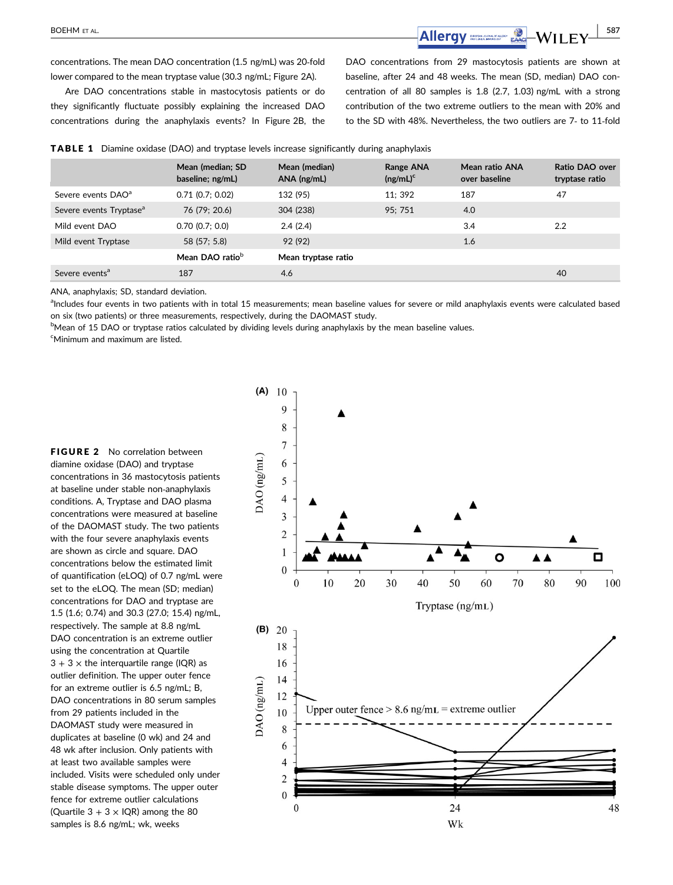concentrations. The mean DAO concentration (1.5 ng/mL) was 20-fold lower compared to the mean tryptase value (30.3 ng/mL; Figure 2A).

Are DAO concentrations stable in mastocytosis patients or do they significantly fluctuate possibly explaining the increased DAO concentrations during the anaphylaxis events? In Figure 2B, the DAO concentrations from 29 mastocytosis patients are shown at baseline, after 24 and 48 weeks. The mean (SD, median) DAO concentration of all 80 samples is 1.8 (2.7, 1.03) ng/mL with a strong contribution of the two extreme outliers to the mean with 20% and to the SD with 48%. Nevertheless, the two outliers are 7- to 11-fold

**TABLE 1** Diamine oxidase (DAO) and tryptase levels increase significantly during anaphylaxis

| | Mean (median; SD baseline; ng/mL) | Mean (median) ANA (ng/mL) | Range ANA (ng/mL)[c] | Mean ratio ANA over baseline | Ratio DAO over tryptase ratio |
|---|---|---|---|---|---|
| Severe events DAO[a] | 0.71 (0.7; 0.02) | 132 (95) | 11; 392 | 187 | 47 |
| Severe events Tryptase[a] | 76 (79; 20.6) | 304 (238) | 95; 751 | 4.0 | |
| Mild event DAO | 0.70 (0.7; 0.0) | 2.4 (2.4) | | 3.4 | 2.2 |
| Mild event Tryptase | 58 (57; 5.8) | 92 (92) | | 1.6 | |
| | Mean DAO ratio[b] | Mean tryptase ratio | | | |
| Severe events[a] | 187 | 4.6 | | | 40 |

ANA, anaphylaxis; SD, standard deviation.

[a]Includes four events in two patients with in total 15 measurements; mean baseline values for severe or mild anaphylaxis events were calculated based on six (two patients) or three measurements, respectively, during the DAOMAST study.

[b]Mean of 15 DAO or tryptase ratios calculated by dividing levels during anaphylaxis by the mean baseline values.

[c]Minimum and maximum are listed.

**FIGURE 2** No correlation between diamine oxidase (DAO) and tryptase concentrations in 36 mastocytosis patients at baseline under stable non-anaphylaxis conditions. A, Tryptase and DAO plasma concentrations were measured at baseline of the DAOMAST study. The two patients with the four severe anaphylaxis events are shown as circle and square. DAO concentrations below the estimated limit of quantification (eLOQ) of 0.7 ng/mL were set to the eLOQ. The mean (SD; median) concentrations for DAO and tryptase are 1.5 (1.6; 0.74) and 30.3 (27.0; 15.4) ng/mL, respectively. The sample at 8.8 ng/mL DAO concentration is an extreme outlier using the concentration at Quartile 3 + 3 × the interquartile range (IQR) as outlier definition. The upper outer fence for an extreme outlier is 6.5 ng/mL; B, DAO concentrations in 80 serum samples from 29 patients included in the DAOMAST study were measured in duplicates at baseline (0 wk) and 24 and 48 wk after inclusion. Only patients with at least two available samples were included. Visits were scheduled only under stable disease symptoms. The upper outer fence for extreme outlier calculations (Quartile 3 + 3 × IQR) among the 80 samples is 8.6 ng/mL; wk, weeks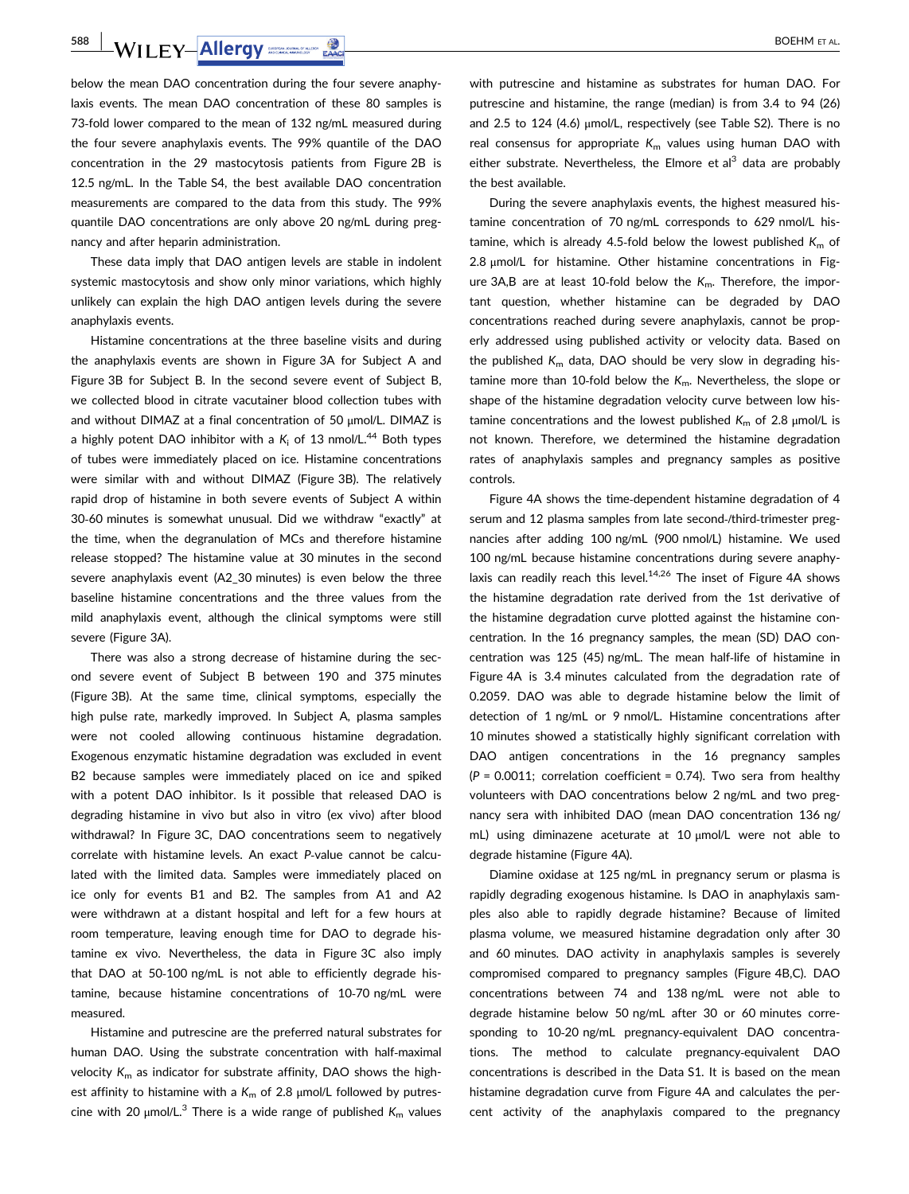below the mean DAO concentration during the four severe anaphylaxis events. The mean DAO concentration of these 80 samples is 73-fold lower compared to the mean of 132 ng/mL measured during the four severe anaphylaxis events. The 99% quantile of the DAO concentration in the 29 mastocytosis patients from Figure 2B is 12.5 ng/mL. In the Table S4, the best available DAO concentration measurements are compared to the data from this study. The 99% quantile DAO concentrations are only above 20 ng/mL during pregnancy and after heparin administration.

These data imply that DAO antigen levels are stable in indolent systemic mastocytosis and show only minor variations, which highly unlikely can explain the high DAO antigen levels during the severe anaphylaxis events.

Histamine concentrations at the three baseline visits and during the anaphylaxis events are shown in Figure 3A for Subject A and Figure 3B for Subject B. In the second severe event of Subject B, we collected blood in citrate vacutainer blood collection tubes with and without DIMAZ at a final concentration of 50 μmol/L. DIMAZ is a highly potent DAO inhibitor with a $K_i$ of 13 nmol/L.[44] Both types of tubes were immediately placed on ice. Histamine concentrations were similar with and without DIMAZ (Figure 3B). The relatively rapid drop of histamine in both severe events of Subject A within 30-60 minutes is somewhat unusual. Did we withdraw "exactly" at the time, when the degranulation of MCs and therefore histamine release stopped? The histamine value at 30 minutes in the second severe anaphylaxis event (A2_30 minutes) is even below the three baseline histamine concentrations and the three values from the mild anaphylaxis event, although the clinical symptoms were still severe (Figure 3A).

There was also a strong decrease of histamine during the second severe event of Subject B between 190 and 375 minutes (Figure 3B). At the same time, clinical symptoms, especially the high pulse rate, markedly improved. In Subject A, plasma samples were not cooled allowing continuous histamine degradation. Exogenous enzymatic histamine degradation was excluded in event B2 because samples were immediately placed on ice and spiked with a potent DAO inhibitor. Is it possible that released DAO is degrading histamine in vivo but also in vitro (ex vivo) after blood withdrawal? In Figure 3C, DAO concentrations seem to negatively correlate with histamine levels. An exact $P$-value cannot be calculated with the limited data. Samples were immediately placed on ice only for events B1 and B2. The samples from A1 and A2 were withdrawn at a distant hospital and left for a few hours at room temperature, leaving enough time for DAO to degrade histamine ex vivo. Nevertheless, the data in Figure 3C also imply that DAO at 50-100 ng/mL is not able to efficiently degrade histamine, because histamine concentrations of 10-70 ng/mL were measured.

Histamine and putrescine are the preferred natural substrates for human DAO. Using the substrate concentration with half-maximal velocity $K_m$ as indicator for substrate affinity, DAO shows the highest affinity to histamine with a $K_m$ of 2.8 μmol/L followed by putrescine with 20 μmol/L.[3] There is a wide range of published $K_m$ values with putrescine and histamine as substrates for human DAO. For putrescine and histamine, the range (median) is from 3.4 to 94 (26) and 2.5 to 124 (4.6) μmol/L, respectively (see Table S2). There is no real consensus for appropriate $K_m$ values using human DAO with either substrate. Nevertheless, the Elmore et al[3] data are probably the best available.

During the severe anaphylaxis events, the highest measured histamine concentration of 70 ng/mL corresponds to 629 nmol/L histamine, which is already 4.5-fold below the lowest published $K_m$ of 2.8 μmol/L for histamine. Other histamine concentrations in Figure 3A,B are at least 10-fold below the $K_m$. Therefore, the important question, whether histamine can be degraded by DAO concentrations reached during severe anaphylaxis, cannot be properly addressed using published activity or velocity data. Based on the published $K_m$ data, DAO should be very slow in degrading histamine more than 10-fold below the $K_m$. Nevertheless, the slope or shape of the histamine degradation velocity curve between low histamine concentrations and the lowest published $K_m$ of 2.8 μmol/L is not known. Therefore, we determined the histamine degradation rates of anaphylaxis samples and pregnancy samples as positive controls.

Figure 4A shows the time-dependent histamine degradation of 4 serum and 12 plasma samples from late second-/third-trimester pregnancies after adding 100 ng/mL (900 nmol/L) histamine. We used 100 ng/mL because histamine concentrations during severe anaphylaxis can readily reach this level.[14,26] The inset of Figure 4A shows the histamine degradation rate derived from the 1st derivative of the histamine degradation curve plotted against the histamine concentration. In the 16 pregnancy samples, the mean (SD) DAO concentration was 125 (45) ng/mL. The mean half-life of histamine in Figure 4A is 3.4 minutes calculated from the degradation rate of 0.2059. DAO was able to degrade histamine below the limit of detection of 1 ng/mL or 9 nmol/L. Histamine concentrations after 10 minutes showed a statistically highly significant correlation with DAO antigen concentrations in the 16 pregnancy samples ($P = 0.0011$; correlation coefficient = 0.74). Two sera from healthy volunteers with DAO concentrations below 2 ng/mL and two pregnancy sera with inhibited DAO (mean DAO concentration 136 ng/mL) using diminazene aceturate at 10 μmol/L were not able to degrade histamine (Figure 4A).

Diamine oxidase at 125 ng/mL in pregnancy serum or plasma is rapidly degrading exogenous histamine. Is DAO in anaphylaxis samples also able to rapidly degrade histamine? Because of limited plasma volume, we measured histamine degradation only after 30 and 60 minutes. DAO activity in anaphylaxis samples is severely compromised compared to pregnancy samples (Figure 4B,C). DAO concentrations between 74 and 138 ng/mL were not able to degrade histamine below 50 ng/mL after 30 or 60 minutes corresponding to 10-20 ng/mL pregnancy-equivalent DAO concentrations. The method to calculate pregnancy-equivalent DAO concentrations is described in the Data S1. It is based on the mean histamine degradation curve from Figure 4A and calculates the percent activity of the anaphylaxis compared to the pregnancy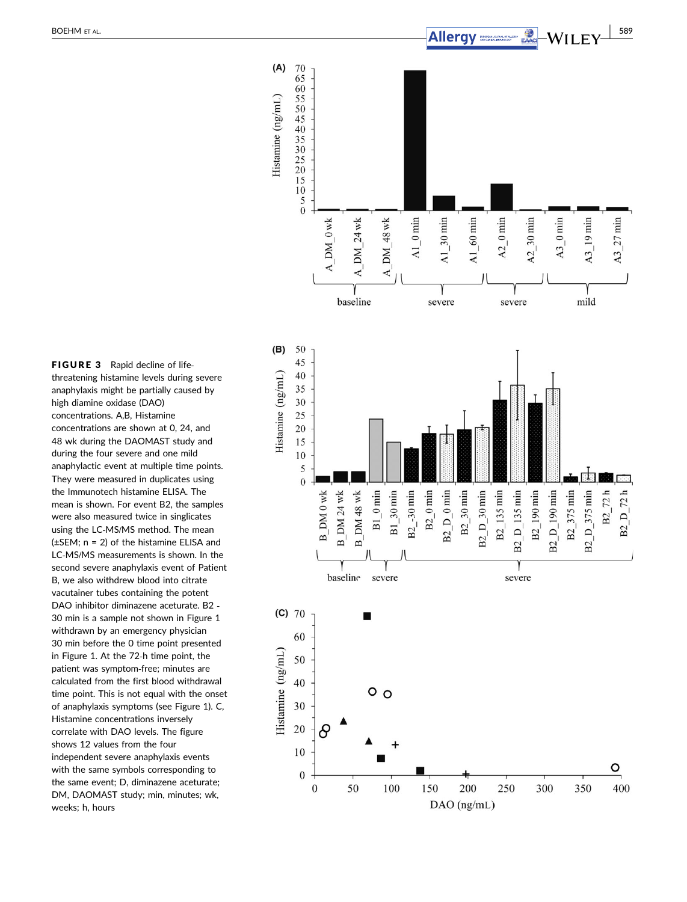**FIGURE 3** Rapid decline of life-threatening histamine levels during severe anaphylaxis might be partially caused by high diamine oxidase (DAO) concentrations. A,B, Histamine concentrations are shown at 0, 24, and 48 wk during the DAOMAST study and during the four severe and one mild anaphylactic event at multiple time points. They were measured in duplicates using the Immunotech histamine ELISA. The mean is shown. For event B2, the samples were also measured twice in singlicates using the LC-MS/MS method. The mean (±SEM; n = 2) of the histamine ELISA and LC-MS/MS measurements is shown. In the second severe anaphylaxis event of Patient B, we also withdrew blood into citrate vacutainer tubes containing the potent DAO inhibitor diminazene aceturate. B2 -30 min is a sample not shown in Figure 1 withdrawn by an emergency physician 30 min before the 0 time point presented in Figure 1. At the 72-h time point, the patient was symptom-free; minutes are calculated from the first blood withdrawal time point. This is not equal with the onset of anaphylaxis symptoms (see Figure 1). C, Histamine concentrations inversely correlate with DAO levels. The figure shows 12 values from the four independent severe anaphylaxis events with the same symbols corresponding to the same event; D, diminazene aceturate; DM, DAOMAST study; min, minutes; wk, weeks; h, hours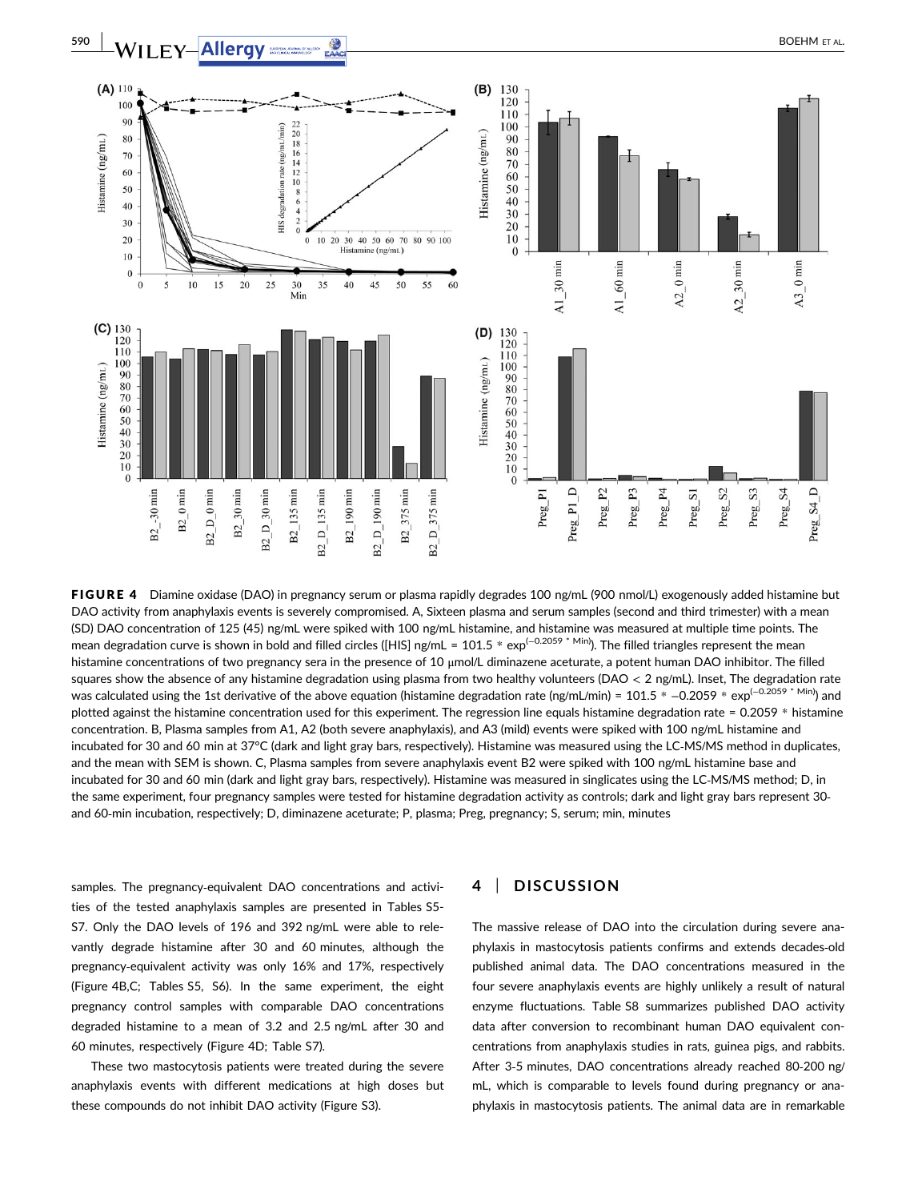FIGURE 4 Diamine oxidase (DAO) in pregnancy serum or plasma rapidly degrades 100 ng/mL (900 nmol/L) exogenously added histamine but DAO activity from anaphylaxis events is severely compromised. A, Sixteen plasma and serum samples (second and third trimester) with a mean (SD) DAO concentration of 125 (45) ng/mL were spiked with 100 ng/mL histamine, and histamine was measured at multiple time points. The mean degradation curve is shown in bold and filled circles ([HIS] ng/mL = 101.5 * $\exp^{(-0.2059 * \text{Min})}$). The filled triangles represent the mean histamine concentrations of two pregnancy sera in the presence of 10 μmol/L diminazene aceturate, a potent human DAO inhibitor. The filled squares show the absence of any histamine degradation using plasma from two healthy volunteers (DAO < 2 ng/mL). Inset, The degradation rate was calculated using the 1st derivative of the above equation (histamine degradation rate (ng/mL/min) = 101.5 * −0.2059 * $\exp^{(-0.2059 * \text{Min})}$) and plotted against the histamine concentration used for this experiment. The regression line equals histamine degradation rate = 0.2059 * histamine concentration. B, Plasma samples from A1, A2 (both severe anaphylaxis), and A3 (mild) events were spiked with 100 ng/mL histamine and incubated for 30 and 60 min at 37°C (dark and light gray bars, respectively). Histamine was measured using the LC-MS/MS method in duplicates, and the mean with SEM is shown. C, Plasma samples from severe anaphylaxis event B2 were spiked with 100 ng/mL histamine base and incubated for 30 and 60 min (dark and light gray bars, respectively). Histamine was measured in singlicates using the LC-MS/MS method; D, in the same experiment, four pregnancy samples were tested for histamine degradation activity as controls; dark and light gray bars represent 30- and 60-min incubation, respectively; D, diminazene aceturate; P, plasma; Preg, pregnancy; S, serum; min, minutes

samples. The pregnancy-equivalent DAO concentrations and activities of the tested anaphylaxis samples are presented in Tables S5-S7. Only the DAO levels of 196 and 392 ng/mL were able to relevantly degrade histamine after 30 and 60 minutes, although the pregnancy-equivalent activity was only 16% and 17%, respectively (Figure 4B,C; Tables S5, S6). In the same experiment, the eight pregnancy control samples with comparable DAO concentrations degraded histamine to a mean of 3.2 and 2.5 ng/mL after 30 and 60 minutes, respectively (Figure 4D; Table S7).

These two mastocytosis patients were treated during the severe anaphylaxis events with different medications at high doses but these compounds do not inhibit DAO activity (Figure S3).

## 4 | DISCUSSION

The massive release of DAO into the circulation during severe anaphylaxis in mastocytosis patients confirms and extends decades-old published animal data. The DAO concentrations measured in the four severe anaphylaxis events are highly unlikely a result of natural enzyme fluctuations. Table S8 summarizes published DAO activity data after conversion to recombinant human DAO equivalent concentrations from anaphylaxis studies in rats, guinea pigs, and rabbits. After 3-5 minutes, DAO concentrations already reached 80-200 ng/mL, which is comparable to levels found during pregnancy or anaphylaxis in mastocytosis patients. The animal data are in remarkable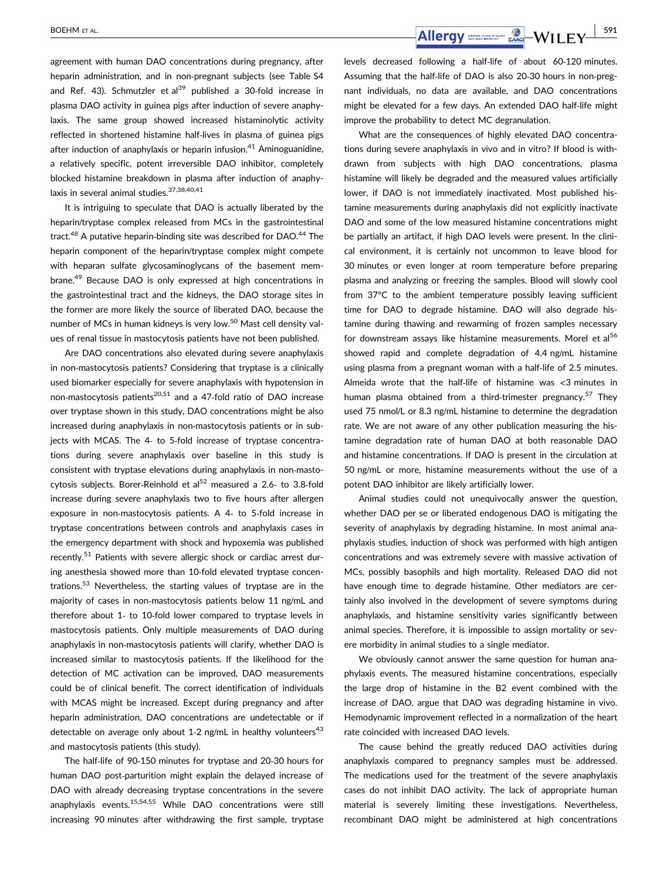agreement with human DAO concentrations during pregnancy, after heparin administration, and in non-pregnant subjects (see Table S4 and Ref. 43). Schmutzler et al[39] published a 30-fold increase in plasma DAO activity in guinea pigs after induction of severe anaphylaxis. The same group showed increased histaminolytic activity reflected in shortened histamine half-lives in plasma of guinea pigs after induction of anaphylaxis or heparin infusion.[41] Aminoguanidine, a relatively specific, potent irreversible DAO inhibitor, completely blocked histamine breakdown in plasma after induction of anaphylaxis in several animal studies.[37,38,40,41]

It is intriguing to speculate that DAO is actually liberated by the heparin/tryptase complex released from MCs in the gastrointestinal tract.[48] A putative heparin-binding site was described for DAO.[44] The heparin component of the heparin/tryptase complex might compete with heparan sulfate glycosaminoglycans of the basement membrane.[49] Because DAO is only expressed at high concentrations in the gastrointestinal tract and the kidneys, the DAO storage sites in the former are more likely the source of liberated DAO, because the number of MCs in human kidneys is very low.[50] Mast cell density values of renal tissue in mastocytosis patients have not been published.

Are DAO concentrations also elevated during severe anaphylaxis in non-mastocytosis patients? Considering that tryptase is a clinically used biomarker especially for severe anaphylaxis with hypotension in non-mastocytosis patients[20,51] and a 47-fold ratio of DAO increase over tryptase shown in this study, DAO concentrations might be also increased during anaphylaxis in non-mastocytosis patients or in subjects with MCAS. The 4- to 5-fold increase of tryptase concentrations during severe anaphylaxis over baseline in this study is consistent with tryptase elevations during anaphylaxis in non-mastocytosis subjects. Borer-Reinhold et al[52] measured a 2.6- to 3.8-fold increase during severe anaphylaxis two to five hours after allergen exposure in non-mastocytosis patients. A 4- to 5-fold increase in tryptase concentrations between controls and anaphylaxis cases in the emergency department with shock and hypoxemia was published recently.[51] Patients with severe allergic shock or cardiac arrest during anesthesia showed more than 10-fold elevated tryptase concentrations.[53] Nevertheless, the starting values of tryptase are in the majority of cases in non-mastocytosis patients below 11 ng/mL and therefore about 1- to 10-fold lower compared to tryptase levels in mastocytosis patients. Only multiple measurements of DAO during anaphylaxis in non-mastocytosis patients will clarify, whether DAO is increased similar to mastocytosis patients. If the likelihood for the detection of MC activation can be improved, DAO measurements could be of clinical benefit. The correct identification of individuals with MCAS might be increased. Except during pregnancy and after heparin administration, DAO concentrations are undetectable or if detectable on average only about 1-2 ng/mL in healthy volunteers[43] and mastocytosis patients (this study).

The half-life of 90-150 minutes for tryptase and 20-30 hours for human DAO post-parturition might explain the delayed increase of DAO with already decreasing tryptase concentrations in the severe anaphylaxis events.[15,54,55] While DAO concentrations were still increasing 90 minutes after withdrawing the first sample, tryptase levels decreased following a half-life of about 60-120 minutes. Assuming that the half-life of DAO is also 20-30 hours in non-pregnant individuals, no data are available, and DAO concentrations might be elevated for a few days. An extended DAO half-life might improve the probability to detect MC degranulation.

What are the consequences of highly elevated DAO concentrations during severe anaphylaxis in vivo and in vitro? If blood is withdrawn from subjects with high DAO concentrations, plasma histamine will likely be degraded and the measured values artificially lower, if DAO is not immediately inactivated. Most published histamine measurements during anaphylaxis did not explicitly inactivate DAO and some of the low measured histamine concentrations might be partially an artifact, if high DAO levels were present. In the clinical environment, it is certainly not uncommon to leave blood for 30 minutes or even longer at room temperature before preparing plasma and analyzing or freezing the samples. Blood will slowly cool from 37°C to the ambient temperature possibly leaving sufficient time for DAO to degrade histamine. DAO will also degrade histamine during thawing and rewarming of frozen samples necessary for downstream assays like histamine measurements. Morel et al[56] showed rapid and complete degradation of 4.4 ng/mL histamine using plasma from a pregnant woman with a half-life of 2.5 minutes. Almeida wrote that the half-life of histamine was <3 minutes in human plasma obtained from a third-trimester pregnancy.[57] They used 75 nmol/L or 8.3 ng/mL histamine to determine the degradation rate. We are not aware of any other publication measuring the histamine degradation rate of human DAO at both reasonable DAO and histamine concentrations. If DAO is present in the circulation at 50 ng/mL or more, histamine measurements without the use of a potent DAO inhibitor are likely artificially lower.

Animal studies could not unequivocally answer the question, whether DAO per se or liberated endogenous DAO is mitigating the severity of anaphylaxis by degrading histamine. In most animal anaphylaxis studies, induction of shock was performed with high antigen concentrations and was extremely severe with massive activation of MCs, possibly basophils and high mortality. Released DAO did not have enough time to degrade histamine. Other mediators are certainly also involved in the development of severe symptoms during anaphylaxis, and histamine sensitivity varies significantly between animal species. Therefore, it is impossible to assign mortality or severe morbidity in animal studies to a single mediator.

We obviously cannot answer the same question for human anaphylaxis events. The measured histamine concentrations, especially the large drop of histamine in the B2 event combined with the increase of DAO, argue that DAO was degrading histamine in vivo. Hemodynamic improvement reflected in a normalization of the heart rate coincided with increased DAO levels.

The cause behind the greatly reduced DAO activities during anaphylaxis compared to pregnancy samples must be addressed. The medications used for the treatment of the severe anaphylaxis cases do not inhibit DAO activity. The lack of appropriate human material is severely limiting these investigations. Nevertheless, recombinant DAO might be administered at high concentrations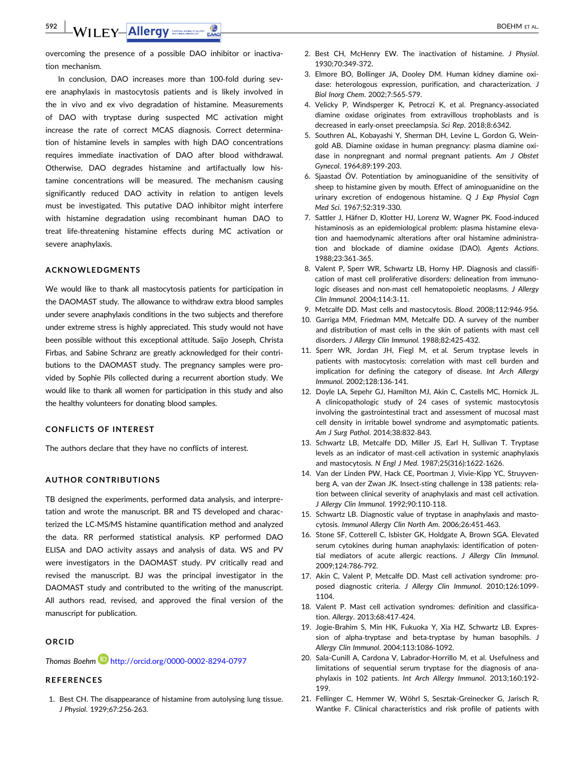overcoming the presence of a possible DAO inhibitor or inactivation mechanism.

In conclusion, DAO increases more than 100-fold during severe anaphylaxis in mastocytosis patients and is likely involved in the in vivo and ex vivo degradation of histamine. Measurements of DAO with tryptase during suspected MC activation might increase the rate of correct MCAS diagnosis. Correct determination of histamine levels in samples with high DAO concentrations requires immediate inactivation of DAO after blood withdrawal. Otherwise, DAO degrades histamine and artifactually low histamine concentrations will be measured. The mechanism causing significantly reduced DAO activity in relation to antigen levels must be investigated. This putative DAO inhibitor might interfere with histamine degradation using recombinant human DAO to treat life-threatening histamine effects during MC activation or severe anaphylaxis.

## ACKNOWLEDGMENTS

We would like to thank all mastocytosis patients for participation in the DAOMAST study. The allowance to withdraw extra blood samples under severe anaphylaxis conditions in the two subjects and therefore under extreme stress is highly appreciated. This study would not have been possible without this exceptional attitude. Saijo Joseph, Christa Firbas, and Sabine Schranz are greatly acknowledged for their contributions to the DAOMAST study. The pregnancy samples were provided by Sophie Pils collected during a recurrent abortion study. We would like to thank all women for participation in this study and also the healthy volunteers for donating blood samples.

## CONFLICTS OF INTEREST

The authors declare that they have no conflicts of interest.

## AUTHOR CONTRIBUTIONS

TB designed the experiments, performed data analysis, and interpretation and wrote the manuscript. BR and TS developed and characterized the LC-MS/MS histamine quantification method and analyzed the data. RR performed statistical analysis. KP performed DAO ELISA and DAO activity assays and analysis of data. WS and PV were investigators in the DAOMAST study. PV critically read and revised the manuscript. BJ was the principal investigator in the DAOMAST study and contributed to the writing of the manuscript. All authors read, revised, and approved the final version of the manuscript for publication.

## ORCID

*Thomas Boehm* http://orcid.org/0000-0002-8294-0797

## REFERENCES

1. Best CH. The disappearance of histamine from autolysing lung tissue. *J Physiol*. 1929;67:256-263.
2. Best CH, McHenry EW. The inactivation of histamine. *J Physiol*. 1930;70:349-372.
3. Elmore BO, Bollinger JA, Dooley DM. Human kidney diamine oxidase: heterologous expression, purification, and characterization. *J Biol Inorg Chem*. 2002;7:565-579.
4. Velicky P, Windsperger K, Petroczi K, et al. Pregnancy-associated diamine oxidase originates from extravillous trophoblasts and is decreased in early-onset preeclampsia. *Sci Rep*. 2018;8:6342.
5. Southren AL, Kobayashi Y, Sherman DH, Levine L, Gordon G, Weingold AB. Diamine oxidase in human pregnancy: plasma diamine oxidase in nonpregnant and normal pregnant patients. *Am J Obstet Gynecol*. 1964;89:199-203.
6. Sjaastad ÖV. Potentiation by aminoguanidine of the sensitivity of sheep to histamine given by mouth. Effect of aminoguanidine on the urinary excretion of endogenous histamine. *Q J Exp Physiol Cogn Med Sci*. 1967;52:319-330.
7. Sattler J, Häfner D, Klotter HJ, Lorenz W, Wagner PK. Food-induced histaminosis as an epidemiological problem: plasma histamine elevation and haemodynamic alterations after oral histamine administration and blockade of diamine oxidase (DAO). *Agents Actions*. 1988;23:361-365.
8. Valent P, Sperr WR, Schwartz LB, Horny HP. Diagnosis and classification of mast cell proliferative disorders: delineation from immunologic diseases and non-mast cell hematopoietic neoplasms. *J Allergy Clin Immunol*. 2004;114:3-11.
9. Metcalfe DD. Mast cells and mastocytosis. *Blood*. 2008;112:946-956.
10. Garriga MM, Friedman MM, Metcalfe DD. A survey of the number and distribution of mast cells in the skin of patients with mast cell disorders. *J Allergy Clin Immunol*. 1988;82:425-432.
11. Sperr WR, Jordan JH, Fiegl M, et al. Serum tryptase levels in patients with mastocytosis: correlation with mast cell burden and implication for defining the category of disease. *Int Arch Allergy Immunol*. 2002;128:136-141.
12. Doyle LA, Sepehr GJ, Hamilton MJ, Akin C, Castells MC, Hornick JL. A clinicopathologic study of 24 cases of systemic mastocytosis involving the gastrointestinal tract and assessment of mucosal mast cell density in irritable bowel syndrome and asymptomatic patients. *Am J Surg Pathol*. 2014;38:832-843.
13. Schwartz LB, Metcalfe DD, Miller JS, Earl H, Sullivan T. Tryptase levels as an indicator of mast-cell activation in systemic anaphylaxis and mastocytosis. *N Engl J Med*. 1987;25(316):1622-1626.
14. Van der Linden PW, Hack CE, Poortman J, Vivie-Kipp YC, Struyvenberg A, van der Zwan JK. Insect-sting challenge in 138 patients: relation between clinical severity of anaphylaxis and mast cell activation. *J Allergy Clin Immunol*. 1992;90:110-118.
15. Schwartz LB. Diagnostic value of tryptase in anaphylaxis and mastocytosis. *Immunol Allergy Clin North Am*. 2006;26:451-463.
16. Stone SF, Cotterell C, Isbister GK, Holdgate A, Brown SGA. Elevated serum cytokines during human anaphylaxis: identification of potential mediators of acute allergic reactions. *J Allergy Clin Immunol*. 2009;124:786-792.
17. Akin C, Valent P, Metcalfe DD. Mast cell activation syndrome: proposed diagnostic criteria. *J Allergy Clin Immunol*. 2010;126:1099-1104.
18. Valent P. Mast cell activation syndromes: definition and classification. *Allergy*. 2013;68:417-424.
19. Jogie-Brahim S, Min HK, Fukuoka Y, Xia HZ, Schwartz LB. Expression of alpha-tryptase and beta-tryptase by human basophils. *J Allergy Clin Immunol*. 2004;113:1086-1092.
20. Sala-Cunill A, Cardona V, Labrador-Horrillo M, et al. Usefulness and limitations of sequential serum tryptase for the diagnosis of anaphylaxis in 102 patients. *Int Arch Allergy Immunol*. 2013;160:192-199.
21. Fellinger C, Hemmer W, Wöhrl S, Sesztak-Greinecker G, Jarisch R, Wantke F. Clinical characteristics and risk profile of patients with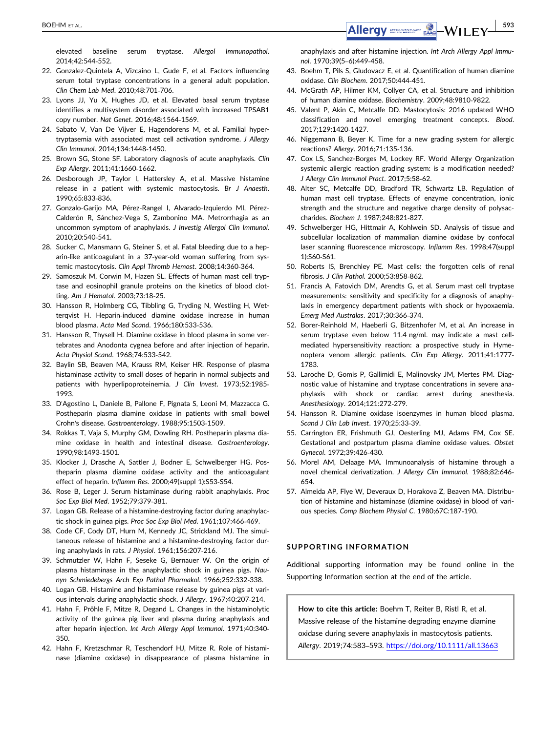elevated baseline serum tryptase. *Allergol Immunopathol*. 2014;42:544-552.

22. Gonzalez-Quintela A, Vizcaino L, Gude F, et al. Factors influencing serum total tryptase concentrations in a general adult population. *Clin Chem Lab Med*. 2010;48:701-706.
23. Lyons JJ, Yu X, Hughes JD, et al. Elevated basal serum tryptase identifies a multisystem disorder associated with increased TPSAB1 copy number. *Nat Genet*. 2016;48:1564-1569.
24. Sabato V, Van De Vijver E, Hagendorens M, et al. Familial hypertryptasemia with associated mast cell activation syndrome. *J Allergy Clin Immunol*. 2014;134:1448-1450.
25. Brown SG, Stone SF. Laboratory diagnosis of acute anaphylaxis. *Clin Exp Allergy*. 2011;41:1660-1662.
26. Desborough JP, Taylor I, Hattersley A, et al. Massive histamine release in a patient with systemic mastocytosis. *Br J Anaesth*. 1990;65:833-836.
27. Gonzalo-Garijo MA, Pérez-Rangel I, Alvarado-Izquierdo MI, Pérez-Calderón R, Sánchez-Vega S, Zambonino MA. Metrorrhagia as an uncommon symptom of anaphylaxis. *J Investig Allergol Clin Immunol*. 2010;20:540-541.
28. Sucker C, Mansmann G, Steiner S, et al. Fatal bleeding due to a heparin-like anticoagulant in a 37-year-old woman suffering from systemic mastocytosis. *Clin Appl Thromb Hemost*. 2008;14:360-364.
29. Samoszuk M, Corwin M, Hazen SL. Effects of human mast cell tryptase and eosinophil granule proteins on the kinetics of blood clotting. *Am J Hematol*. 2003;73:18-25.
30. Hansson R, Holmberg CG, Tibbling G, Tryding N, Westling H, Wetterqvist H. Heparin-induced diamine oxidase increase in human blood plasma. *Acta Med Scand*. 1966;180:533-536.
31. Hansson R, Thysell H. Diamine oxidase in blood plasma in some vertebrates and Anodonta cygnea before and after injection of heparin. *Acta Physiol Scand*. 1968;74:533-542.
32. Baylin SB, Beaven MA, Krauss RM, Keiser HR. Response of plasma histaminase activity to small doses of heparin in normal subjects and patients with hyperlipoproteinemia. *J Clin Invest*. 1973;52:1985-1993.
33. D'Agostino L, Daniele B, Pallone F, Pignata S, Leoni M, Mazzacca G. Postheparin plasma diamine oxidase in patients with small bowel Crohn's disease. *Gastroenterology*. 1988;95:1503-1509.
34. Rokkas T, Vaja S, Murphy GM, Dowling RH. Postheparin plasma diamine oxidase in health and intestinal disease. *Gastroenterology*. 1990;98:1493-1501.
35. Klocker J, Drasche A, Sattler J, Bodner E, Schwelberger HG. Postheparin plasma diamine oxidase activity and the anticoagulant effect of heparin. *Inflamm Res*. 2000;49(suppl 1):S53-S54.
36. Rose B, Leger J. Serum histaminase during rabbit anaphylaxis. *Proc Soc Exp Biol Med*. 1952;79:379-381.
37. Logan GB. Release of a histamine-destroying factor during anaphylactic shock in guinea pigs. *Proc Soc Exp Biol Med*. 1961;107:466-469.
38. Code CF, Cody DT, Hurn M, Kennedy JC, Strickland MJ. The simultaneous release of histamine and a histamine-destroying factor during anaphylaxis in rats. *J Physiol*. 1961;156:207-216.
39. Schmutzler W, Hahn F, Seseke G, Bernauer W. On the origin of plasma histaminase in the anaphylactic shock in guinea pigs. *Naunyn Schmiedebergs Arch Exp Pathol Pharmakol*. 1966;252:332-338.
40. Logan GB. Histamine and histaminase release by guinea pigs at various intervals during anaphylactic shock. *J Allergy*. 1967;40:207-214.
41. Hahn F, Pröhle F, Mitze R, Degand L. Changes in the histaminolytic activity of the guinea pig liver and plasma during anaphylaxis and after heparin injection. *Int Arch Allergy Appl Immunol*. 1971;40:340-350.
42. Hahn F, Kretzschmar R, Teschendorf HJ, Mitze R. Role of histaminase (diamine oxidase) in disappearance of plasma histamine in anaphylaxis and after histamine injection. *Int Arch Allergy Appl Immunol*. 1970;39(5–6):449-458.
43. Boehm T, Pils S, Gludovacz E, et al. Quantification of human diamine oxidase. *Clin Biochem*. 2017;50:444-451.
44. McGrath AP, Hilmer KM, Collyer CA, et al. Structure and inhibition of human diamine oxidase. *Biochemistry*. 2009;48:9810-9822.
45. Valent P, Akin C, Metcalfe DD. Mastocytosis: 2016 updated WHO classification and novel emerging treatment concepts. *Blood*. 2017;129:1420-1427.
46. Niggemann B, Beyer K. Time for a new grading system for allergic reactions? *Allergy*. 2016;71:135-136.
47. Cox LS, Sanchez-Borges M, Lockey RF. World Allergy Organization systemic allergic reaction grading system: is a modification needed? *J Allergy Clin Immunol Pract*. 2017;5:58-62.
48. Alter SC, Metcalfe DD, Bradford TR, Schwartz LB. Regulation of human mast cell tryptase. Effects of enzyme concentration, ionic strength and the structure and negative charge density of polysaccharides. *Biochem J*. 1987;248:821-827.
49. Schwelberger HG, Hittmair A, Kohlwein SD. Analysis of tissue and subcellular localization of mammalian diamine oxidase by confocal laser scanning fluorescence microscopy. *Inflamm Res*. 1998;47(suppl 1):S60-S61.
50. Roberts IS, Brenchley PE. Mast cells: the forgotten cells of renal fibrosis. *J Clin Pathol*. 2000;53:858-862.
51. Francis A, Fatovich DM, Arendts G, et al. Serum mast cell tryptase measurements: sensitivity and specificity for a diagnosis of anaphylaxis in emergency department patients with shock or hypoxaemia. *Emerg Med Australas*. 2017;30:366-374.
52. Borer-Reinhold M, Haeberli G, Bitzenhofer M, et al. An increase in serum tryptase even below 11.4 ng/mL may indicate a mast cell-mediated hypersensitivity reaction: a prospective study in Hymenoptera venom allergic patients. *Clin Exp Allergy*. 2011;41:1777-1783.
53. Laroche D, Gomis P, Gallimidi E, Malinovsky JM, Mertes PM. Diagnostic value of histamine and tryptase concentrations in severe anaphylaxis with shock or cardiac arrest during anesthesia. *Anesthesiology*. 2014;121:272-279.
54. Hansson R. Diamine oxidase isoenzymes in human blood plasma. *Scand J Clin Lab Invest*. 1970;25:33-39.
55. Carrington ER, Frishmuth GJ, Oesterling MJ, Adams FM, Cox SE. Gestational and postpartum plasma diamine oxidase values. *Obstet Gynecol*. 1972;39:426-430.
56. Morel AM, Delaage MA. Immunoanalysis of histamine through a novel chemical derivatization. *J Allergy Clin Immunol*. 1988;82:646-654.
57. Almeida AP, Flye W, Deveraux D, Horakova Z, Beaven MA. Distribution of histamine and histaminase (diamine oxidase) in blood of various species. *Comp Biochem Physiol C*. 1980;67C:187-190.

## SUPPORTING INFORMATION

Additional supporting information may be found online in the Supporting Information section at the end of the article.

**How to cite this article:** Boehm T, Reiter B, Ristl R, et al. Massive release of the histamine-degrading enzyme diamine oxidase during severe anaphylaxis in mastocytosis patients. *Allergy*. 2019;74:583–593. https://doi.org/10.1111/all.13663